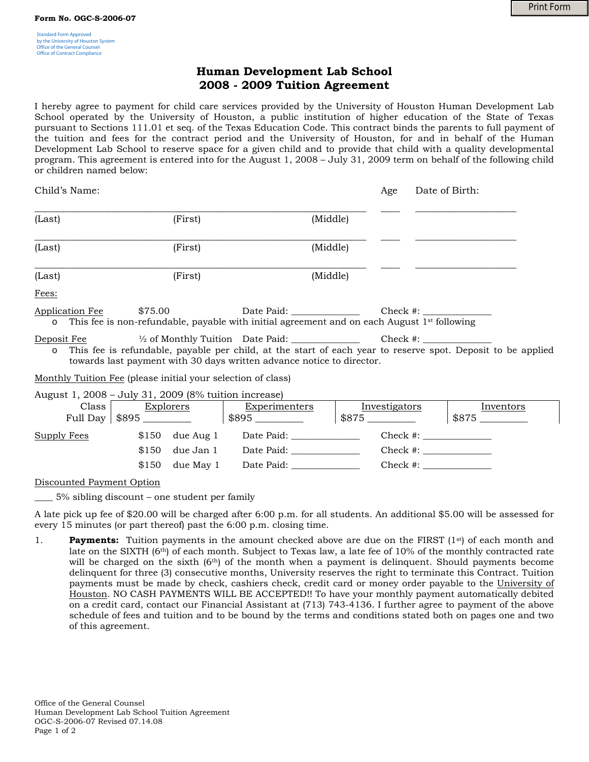**Form No. OGC-S-2006-07**

Standard Form Approved
by the University of Houston System
Office of the General Counsel
Office of Contract Compliance

# Human Development Lab School
## 2008 - 2009 Tuition Agreement

I hereby agree to payment for child care services provided by the University of Houston Human Development Lab School operated by the University of Houston, a public institution of higher education of the State of Texas pursuant to Sections 111.01 et seq. of the Texas Education Code. This contract binds the parents to full payment of the tuition and fees for the contract period and the University of Houston, for and in behalf of the Human Development Lab School to reserve space for a given child and to provide that child with a quality developmental program. This agreement is entered into for the August 1, 2008 – July 31, 2009 term on behalf of the following child or children named below:

Child's Name: Age Date of Birth:

_______________________________________________ ____ _______________
(Last) (First) (Middle)

_______________________________________________ ____ _______________
(Last) (First) (Middle)

_______________________________________________ ____ _______________
(Last) (First) (Middle)

Fees:

Application Fee $75.00 Date Paid: ____________ Check #: ____________

- This fee is non-refundable, payable with initial agreement and on each August 1st following

Deposit Fee ½ of Monthly Tuition Date Paid: ____________ Check #: ____________

- This fee is refundable, payable per child, at the start of each year to reserve spot. Deposit to be applied towards last payment with 30 days written advance notice to director.

Monthly Tuition Fee (please initial your selection of class)

August 1, 2008 – July 31, 2009 (8% tuition increase)

| Class | Explorers | Experimenters | Investigators | Inventors |
|---|---|---|---|---|
| Full Day | $895 _________ | $895 _________ | $875 _________ | $875 _________ |

Supply Fees $150 due Aug 1 Date Paid: ____________ Check #: ____________
$150 due Jan 1 Date Paid: ____________ Check #: ____________
$150 due May 1 Date Paid: ____________ Check #: ____________

Discounted Payment Option

____ 5% sibling discount – one student per family

A late pick up fee of $20.00 will be charged after 6:00 p.m. for all students. An additional $5.00 will be assessed for every 15 minutes (or part thereof) past the 6:00 p.m. closing time.

1. **Payments:** Tuition payments in the amount checked above are due on the FIRST (1st) of each month and late on the SIXTH (6th) of each month. Subject to Texas law, a late fee of 10% of the monthly contracted rate will be charged on the sixth (6th) of the month when a payment is delinquent. Should payments become delinquent for three (3) consecutive months, University reserves the right to terminate this Contract. Tuition payments must be made by check, cashiers check, credit card or money order payable to the University of Houston. NO CASH PAYMENTS WILL BE ACCEPTED!! To have your monthly payment automatically debited on a credit card, contact our Financial Assistant at (713) 743-4136. I further agree to payment of the above schedule of fees and tuition and to be bound by the terms and conditions stated both on pages one and two of this agreement.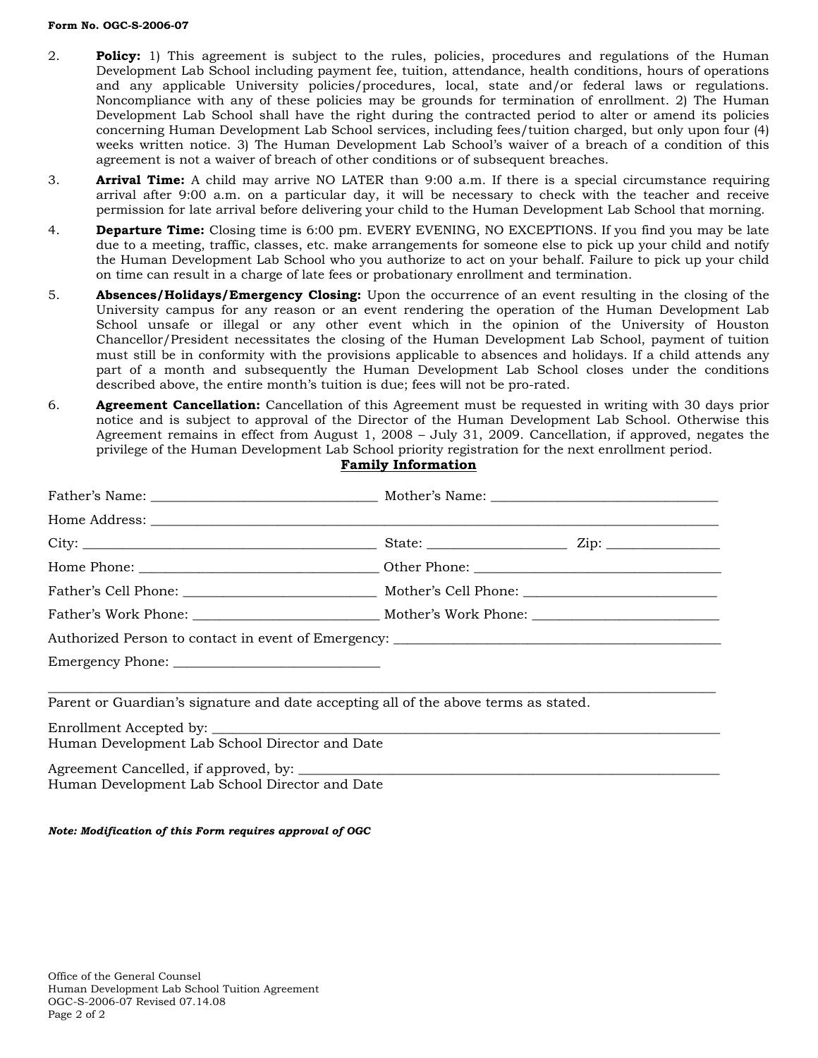Form No. OGC-S-2006-07

2. **Policy:** 1) This agreement is subject to the rules, policies, procedures and regulations of the Human Development Lab School including payment fee, tuition, attendance, health conditions, hours of operations and any applicable University policies/procedures, local, state and/or federal laws or regulations. Noncompliance with any of these policies may be grounds for termination of enrollment. 2) The Human Development Lab School shall have the right during the contracted period to alter or amend its policies concerning Human Development Lab School services, including fees/tuition charged, but only upon four (4) weeks written notice. 3) The Human Development Lab School's waiver of a breach of a condition of this agreement is not a waiver of breach of other conditions or of subsequent breaches.

3. **Arrival Time:** A child may arrive NO LATER than 9:00 a.m. If there is a special circumstance requiring arrival after 9:00 a.m. on a particular day, it will be necessary to check with the teacher and receive permission for late arrival before delivering your child to the Human Development Lab School that morning.

4. **Departure Time:** Closing time is 6:00 pm. EVERY EVENING, NO EXCEPTIONS. If you find you may be late due to a meeting, traffic, classes, etc. make arrangements for someone else to pick up your child and notify the Human Development Lab School who you authorize to act on your behalf. Failure to pick up your child on time can result in a charge of late fees or probationary enrollment and termination.

5. **Absences/Holidays/Emergency Closing:** Upon the occurrence of an event resulting in the closing of the University campus for any reason or an event rendering the operation of the Human Development Lab School unsafe or illegal or any other event which in the opinion of the University of Houston Chancellor/President necessitates the closing of the Human Development Lab School, payment of tuition must still be in conformity with the provisions applicable to absences and holidays. If a child attends any part of a month and subsequently the Human Development Lab School closes under the conditions described above, the entire month's tuition is due; fees will not be pro-rated.

6. **Agreement Cancellation:** Cancellation of this Agreement must be requested in writing with 30 days prior notice and is subject to approval of the Director of the Human Development Lab School. Otherwise this Agreement remains in effect from August 1, 2008 – July 31, 2009. Cancellation, if approved, negates the privilege of the Human Development Lab School priority registration for the next enrollment period.

**Family Information**

Father's Name: ______________________________ Mother's Name: ______________________________

Home Address: ______________________________________________________________________________

City: ________________________________________ State: __________________ Zip: _______________

Home Phone: _________________________________ Other Phone: __________________________________

Father's Cell Phone: __________________________ Mother's Cell Phone: ___________________________

Father's Work Phone: _________________________ Mother's Work Phone: __________________________

Authorized Person to contact in event of Emergency: _____________________________________________

Emergency Phone: ____________________________

______________________________________________________________________________________

Parent or Guardian's signature and date accepting all of the above terms as stated.

Enrollment Accepted by: __________________________________________________________________
Human Development Lab School Director and Date

Agreement Cancelled, if approved, by: ______________________________________________________
Human Development Lab School Director and Date

***Note: Modification of this Form requires approval of OGC***

Office of the General Counsel
Human Development Lab School Tuition Agreement
OGC-S-2006-07 Revised 07.14.08